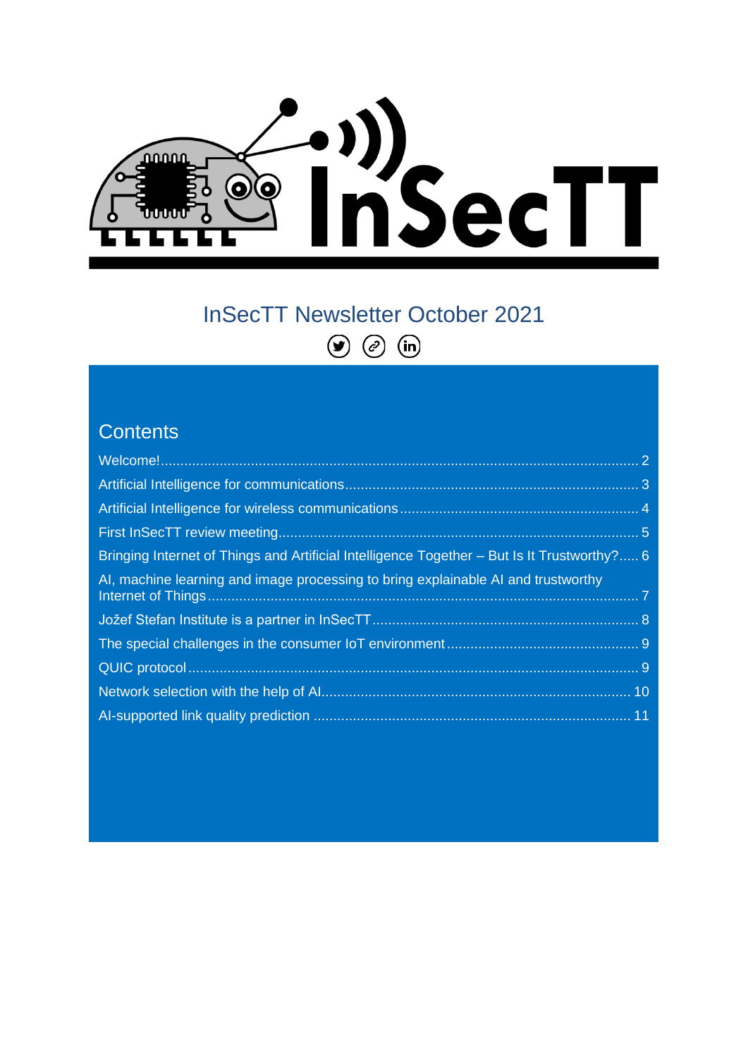# InSecTT Newsletter October 2021

## Contents

Welcome! ........................................................................................................................ 2

Artificial Intelligence for communications ......................................................................... 3

Artificial Intelligence for wireless communications ............................................................ 4

First InSecTT review meeting ............................................................................................ 5

Bringing Internet of Things and Artificial Intelligence Together – But Is It Trustworthy? ..... 6

AI, machine learning and image processing to bring explainable AI and trustworthy Internet of Things ........................................................................................................... 7

Jožef Stefan Institute is a partner in InSecTT ................................................................... 8

The special challenges in the consumer IoT environment ................................................ 9

QUIC protocol ................................................................................................................... 9

Network selection with the help of AI ............................................................................. 10

AI-supported link quality prediction ................................................................................ 11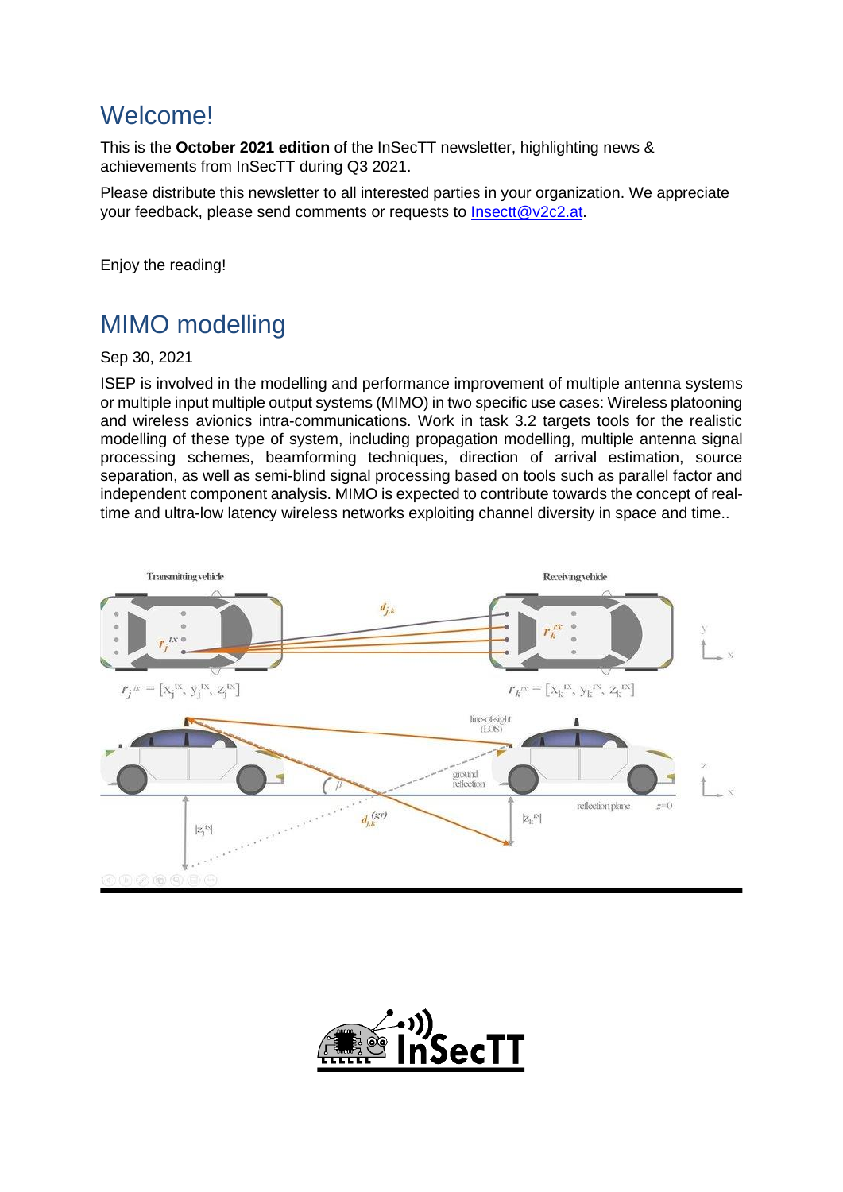# Welcome!

This is the **October 2021 edition** of the InSecTT newsletter, highlighting news & achievements from InSecTT during Q3 2021.

Please distribute this newsletter to all interested parties in your organization. We appreciate your feedback, please send comments or requests to Insectt@v2c2.at.

Enjoy the reading!

# MIMO modelling

Sep 30, 2021

ISEP is involved in the modelling and performance improvement of multiple antenna systems or multiple input multiple output systems (MIMO) in two specific use cases: Wireless platooning and wireless avionics intra-communications. Work in task 3.2 targets tools for the realistic modelling of these type of system, including propagation modelling, multiple antenna signal processing schemes, beamforming techniques, direction of arrival estimation, source separation, as well as semi-blind signal processing based on tools such as parallel factor and independent component analysis. MIMO is expected to contribute towards the concept of real-time and ultra-low latency wireless networks exploiting channel diversity in space and time..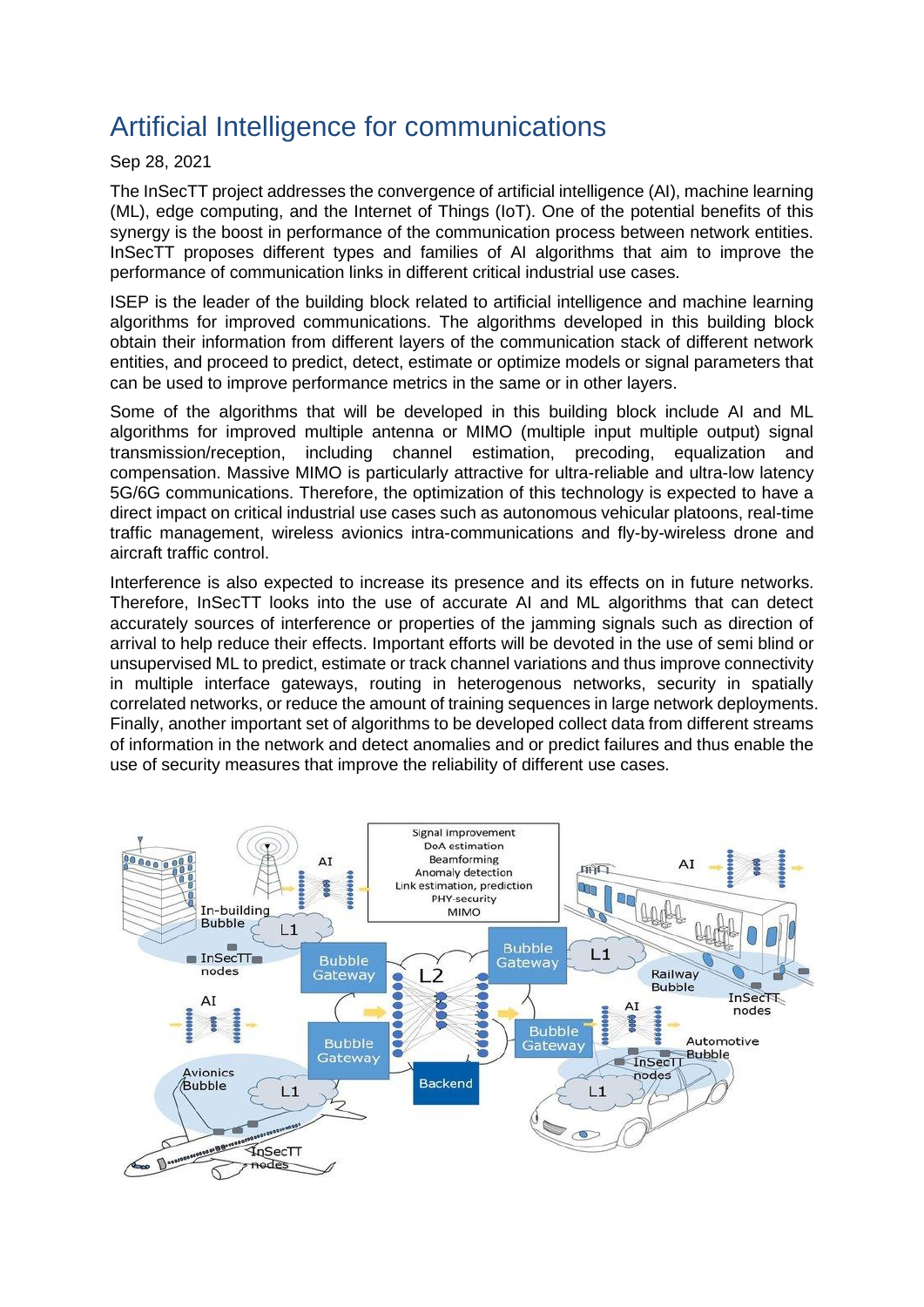# Artificial Intelligence for communications

Sep 28, 2021

The InSecTT project addresses the convergence of artificial intelligence (AI), machine learning (ML), edge computing, and the Internet of Things (IoT). One of the potential benefits of this synergy is the boost in performance of the communication process between network entities. InSecTT proposes different types and families of AI algorithms that aim to improve the performance of communication links in different critical industrial use cases.

ISEP is the leader of the building block related to artificial intelligence and machine learning algorithms for improved communications. The algorithms developed in this building block obtain their information from different layers of the communication stack of different network entities, and proceed to predict, detect, estimate or optimize models or signal parameters that can be used to improve performance metrics in the same or in other layers.

Some of the algorithms that will be developed in this building block include AI and ML algorithms for improved multiple antenna or MIMO (multiple input multiple output) signal transmission/reception, including channel estimation, precoding, equalization and compensation. Massive MIMO is particularly attractive for ultra-reliable and ultra-low latency 5G/6G communications. Therefore, the optimization of this technology is expected to have a direct impact on critical industrial use cases such as autonomous vehicular platoons, real-time traffic management, wireless avionics intra-communications and fly-by-wireless drone and aircraft traffic control.

Interference is also expected to increase its presence and its effects on in future networks. Therefore, InSecTT looks into the use of accurate AI and ML algorithms that can detect accurately sources of interference or properties of the jamming signals such as direction of arrival to help reduce their effects. Important efforts will be devoted in the use of semi blind or unsupervised ML to predict, estimate or track channel variations and thus improve connectivity in multiple interface gateways, routing in heterogenous networks, security in spatially correlated networks, or reduce the amount of training sequences in large network deployments. Finally, another important set of algorithms to be developed collect data from different streams of information in the network and detect anomalies and or predict failures and thus enable the use of security measures that improve the reliability of different use cases.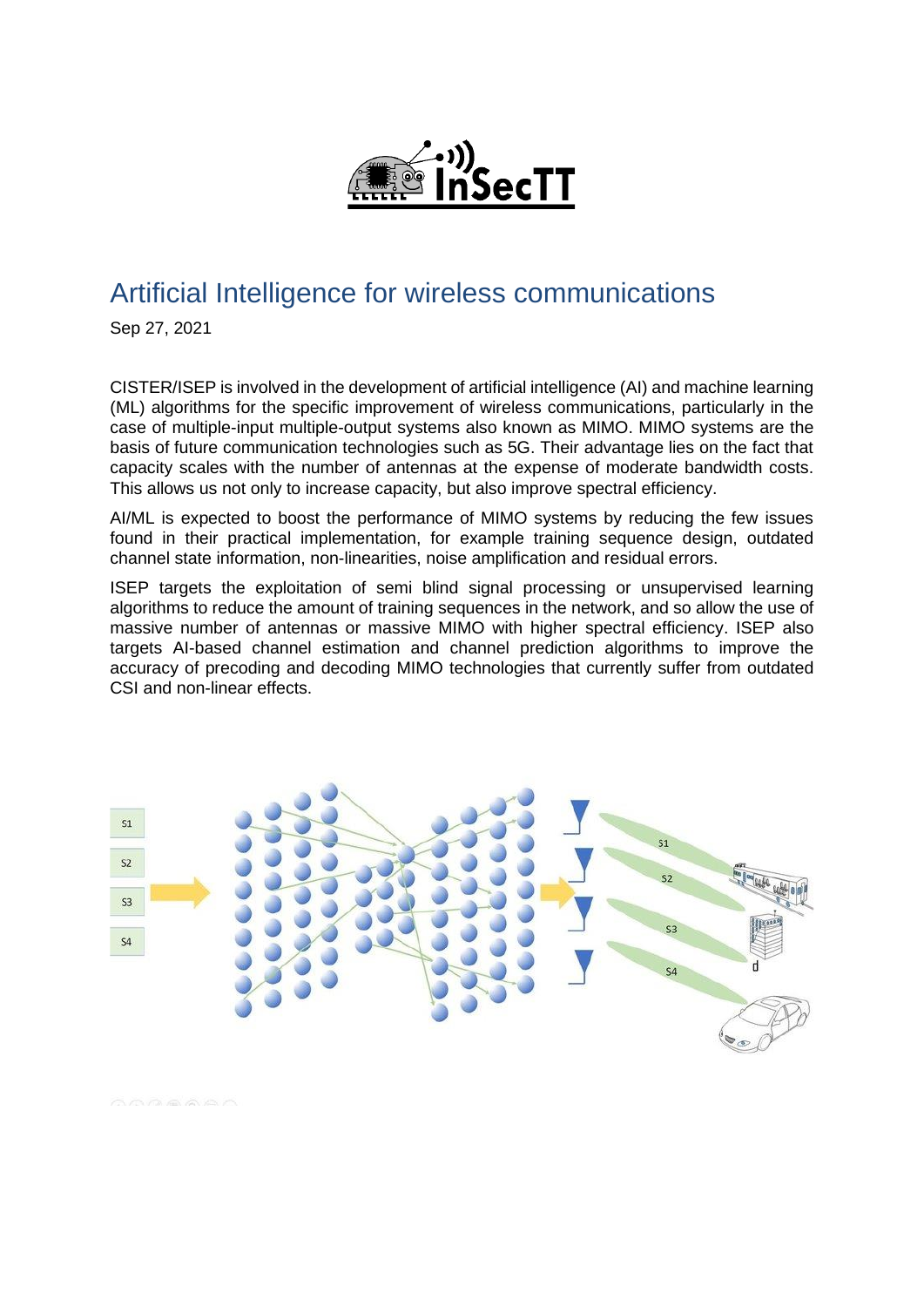# Artificial Intelligence for wireless communications

Sep 27, 2021

CISTER/ISEP is involved in the development of artificial intelligence (AI) and machine learning (ML) algorithms for the specific improvement of wireless communications, particularly in the case of multiple-input multiple-output systems also known as MIMO. MIMO systems are the basis of future communication technologies such as 5G. Their advantage lies on the fact that capacity scales with the number of antennas at the expense of moderate bandwidth costs. This allows us not only to increase capacity, but also improve spectral efficiency.

AI/ML is expected to boost the performance of MIMO systems by reducing the few issues found in their practical implementation, for example training sequence design, outdated channel state information, non-linearities, noise amplification and residual errors.

ISEP targets the exploitation of semi blind signal processing or unsupervised learning algorithms to reduce the amount of training sequences in the network, and so allow the use of massive number of antennas or massive MIMO with higher spectral efficiency. ISEP also targets AI-based channel estimation and channel prediction algorithms to improve the accuracy of precoding and decoding MIMO technologies that currently suffer from outdated CSI and non-linear effects.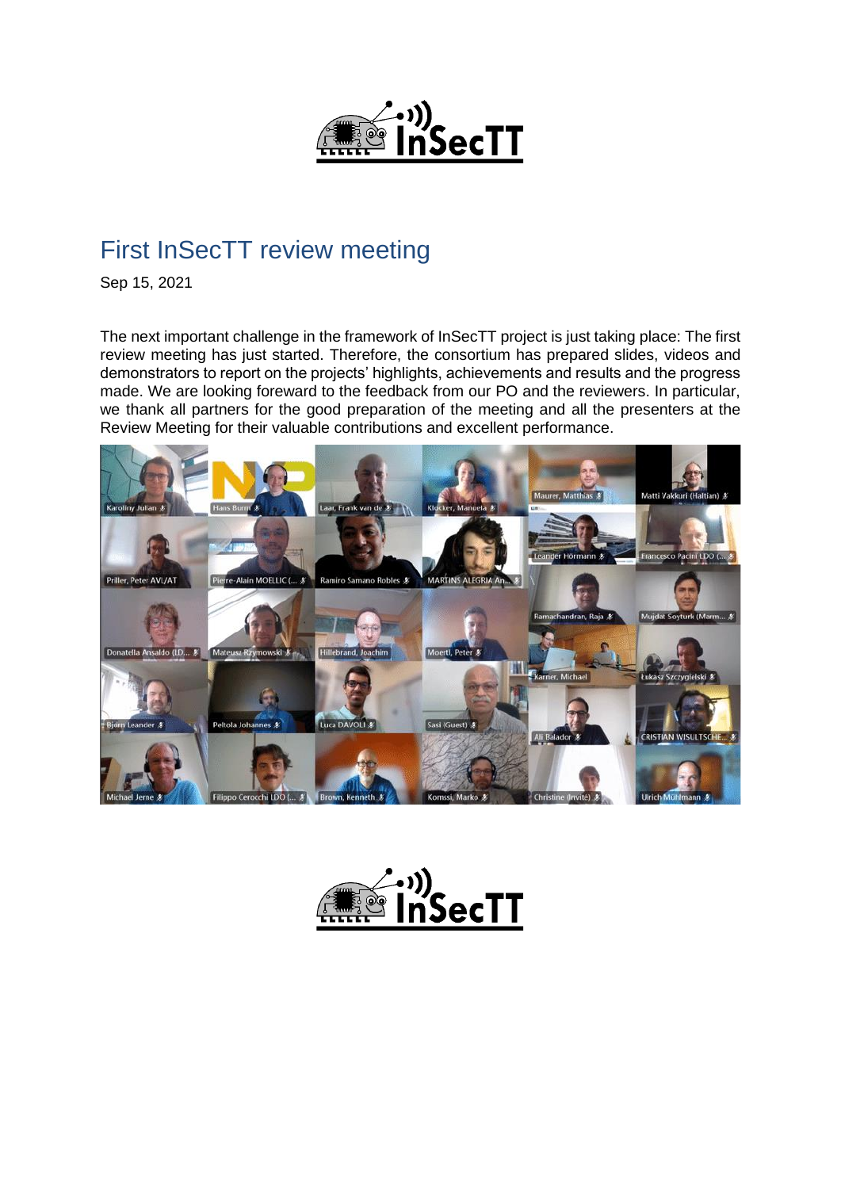# First InSecTT review meeting

Sep 15, 2021

The next important challenge in the framework of InSecTT project is just taking place: The first review meeting has just started. Therefore, the consortium has prepared slides, videos and demonstrators to report on the projects' highlights, achievements and results and the progress made. We are looking foreward to the feedback from our PO and the reviewers. In particular, we thank all partners for the good preparation of the meeting and all the presenters at the Review Meeting for their valuable contributions and excellent performance.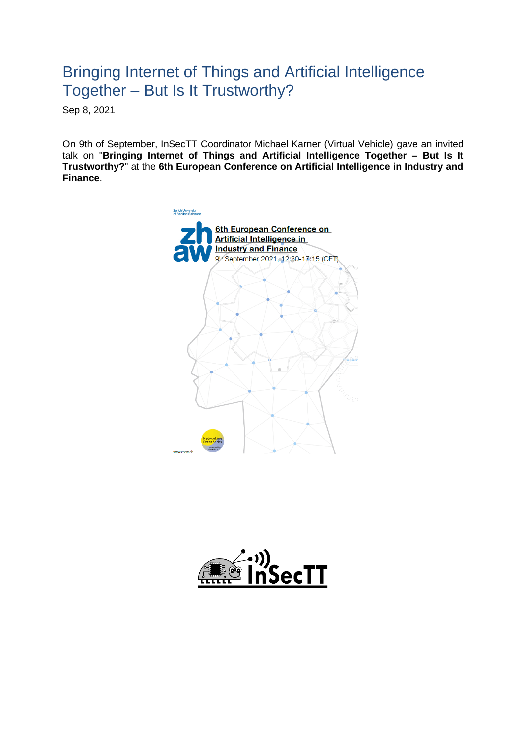# Bringing Internet of Things and Artificial Intelligence Together – But Is It Trustworthy?

Sep 8, 2021

On 9th of September, InSecTT Coordinator Michael Karner (Virtual Vehicle) gave an invited talk on "**Bringing Internet of Things and Artificial Intelligence Together – But Is It Trustworthy?**" at the **6th European Conference on Artificial Intelligence in Industry and Finance**.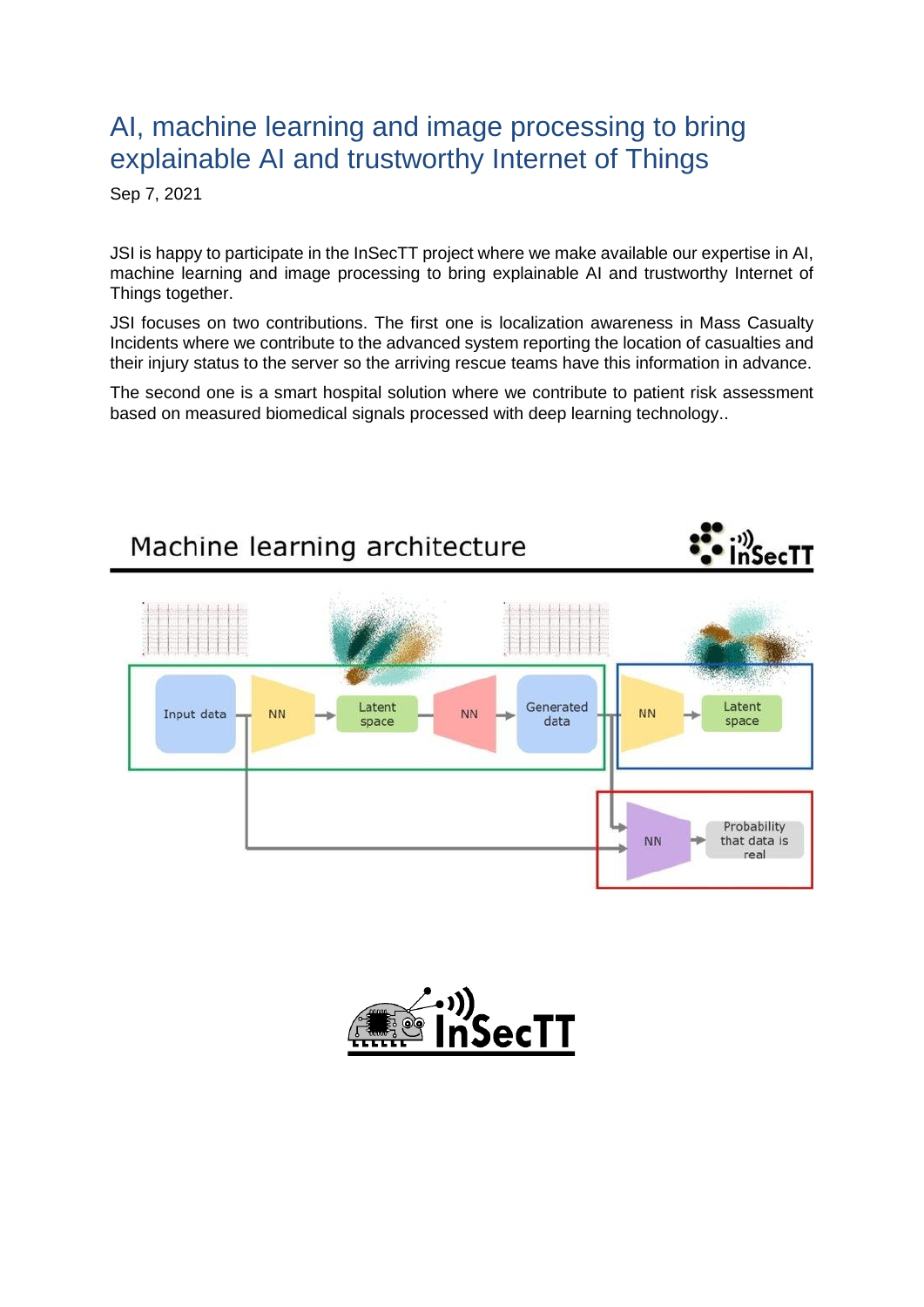# AI, machine learning and image processing to bring explainable AI and trustworthy Internet of Things

Sep 7, 2021

JSI is happy to participate in the InSecTT project where we make available our expertise in AI, machine learning and image processing to bring explainable AI and trustworthy Internet of Things together.

JSI focuses on two contributions. The first one is localization awareness in Mass Casualty Incidents where we contribute to the advanced system reporting the location of casualties and their injury status to the server so the arriving rescue teams have this information in advance.

The second one is a smart hospital solution where we contribute to patient risk assessment based on measured biomedical signals processed with deep learning technology..

Machine learning architecture

Input data → NN → Latent space → NN → Generated data → NN → Latent space

NN → Probability that data is real

InSecTT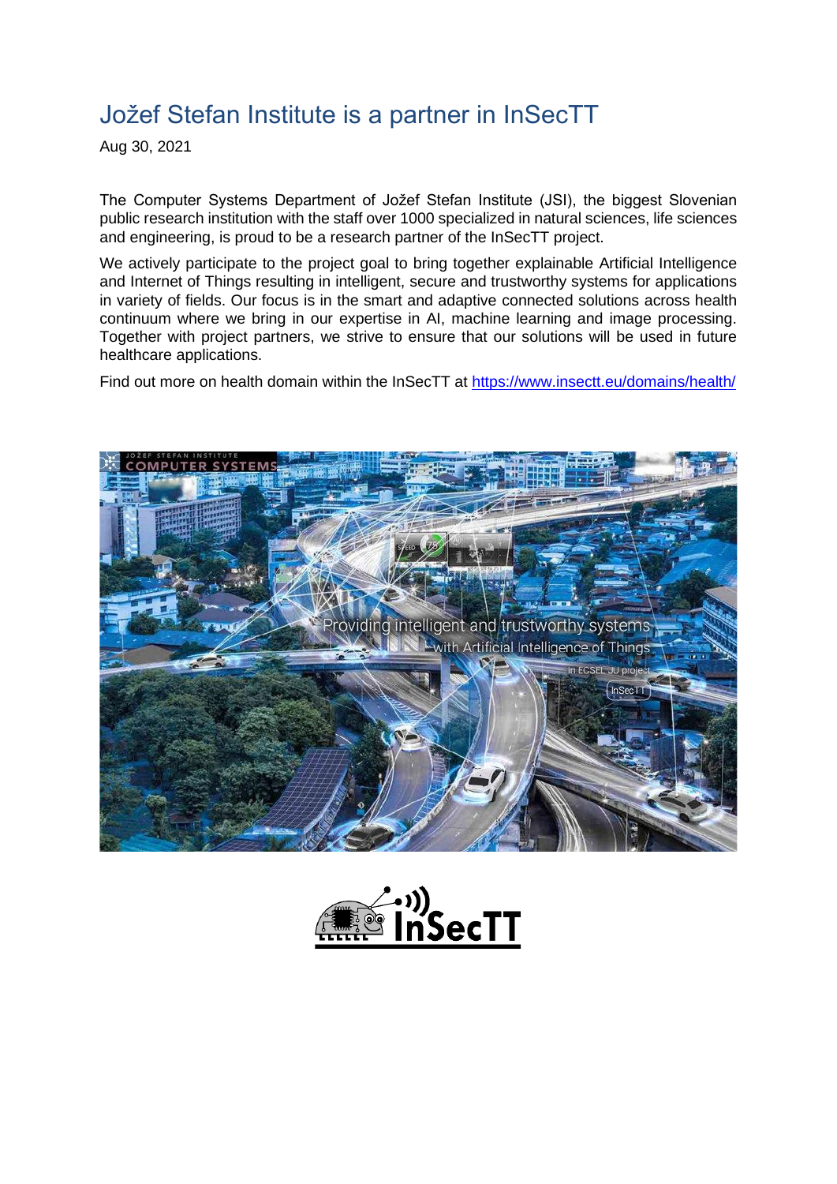# Jožef Stefan Institute is a partner in InSecTT

Aug 30, 2021

The Computer Systems Department of Jožef Stefan Institute (JSI), the biggest Slovenian public research institution with the staff over 1000 specialized in natural sciences, life sciences and engineering, is proud to be a research partner of the InSecTT project.

We actively participate to the project goal to bring together explainable Artificial Intelligence and Internet of Things resulting in intelligent, secure and trustworthy systems for applications in variety of fields. Our focus is in the smart and adaptive connected solutions across health continuum where we bring in our expertise in AI, machine learning and image processing. Together with project partners, we strive to ensure that our solutions will be used in future healthcare applications.

Find out more on health domain within the InSecTT at [https://www.insectt.eu/domains/health/](https://www.insectt.eu/domains/health/)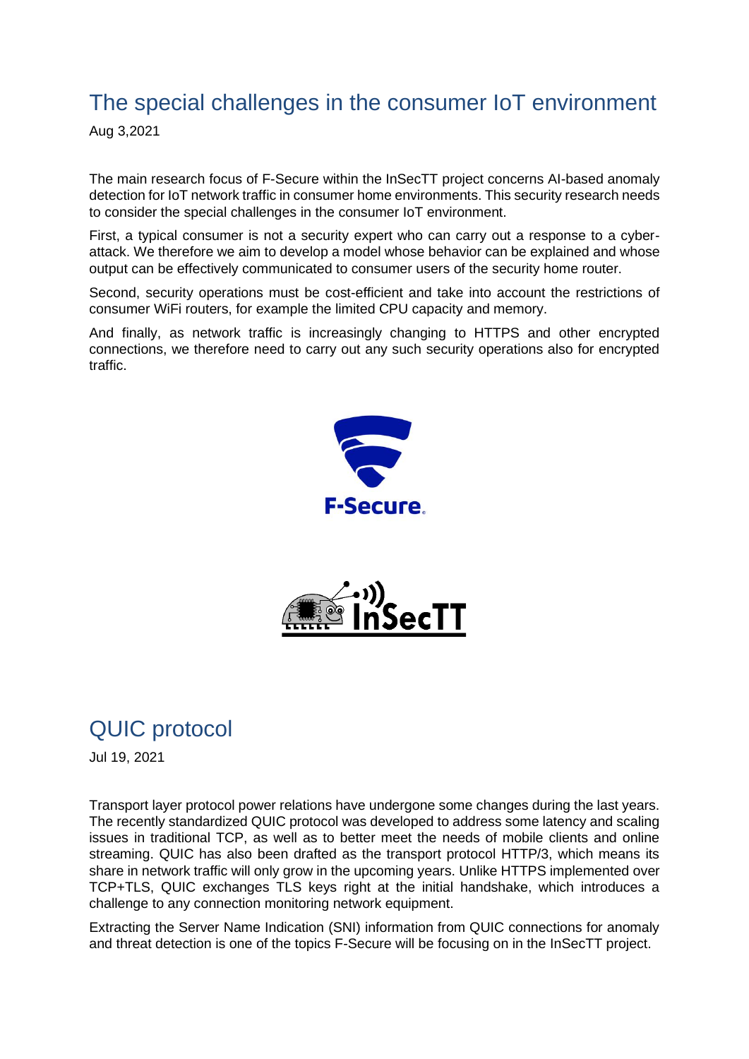## The special challenges in the consumer IoT environment

Aug 3,2021

The main research focus of F-Secure within the InSecTT project concerns AI-based anomaly detection for IoT network traffic in consumer home environments. This security research needs to consider the special challenges in the consumer IoT environment.

First, a typical consumer is not a security expert who can carry out a response to a cyber-attack. We therefore we aim to develop a model whose behavior can be explained and whose output can be effectively communicated to consumer users of the security home router.

Second, security operations must be cost-efficient and take into account the restrictions of consumer WiFi routers, for example the limited CPU capacity and memory.

And finally, as network traffic is increasingly changing to HTTPS and other encrypted connections, we therefore need to carry out any such security operations also for encrypted traffic.

## QUIC protocol

Jul 19, 2021

Transport layer protocol power relations have undergone some changes during the last years. The recently standardized QUIC protocol was developed to address some latency and scaling issues in traditional TCP, as well as to better meet the needs of mobile clients and online streaming. QUIC has also been drafted as the transport protocol HTTP/3, which means its share in network traffic will only grow in the upcoming years. Unlike HTTPS implemented over TCP+TLS, QUIC exchanges TLS keys right at the initial handshake, which introduces a challenge to any connection monitoring network equipment.

Extracting the Server Name Indication (SNI) information from QUIC connections for anomaly and threat detection is one of the topics F-Secure will be focusing on in the InSecTT project.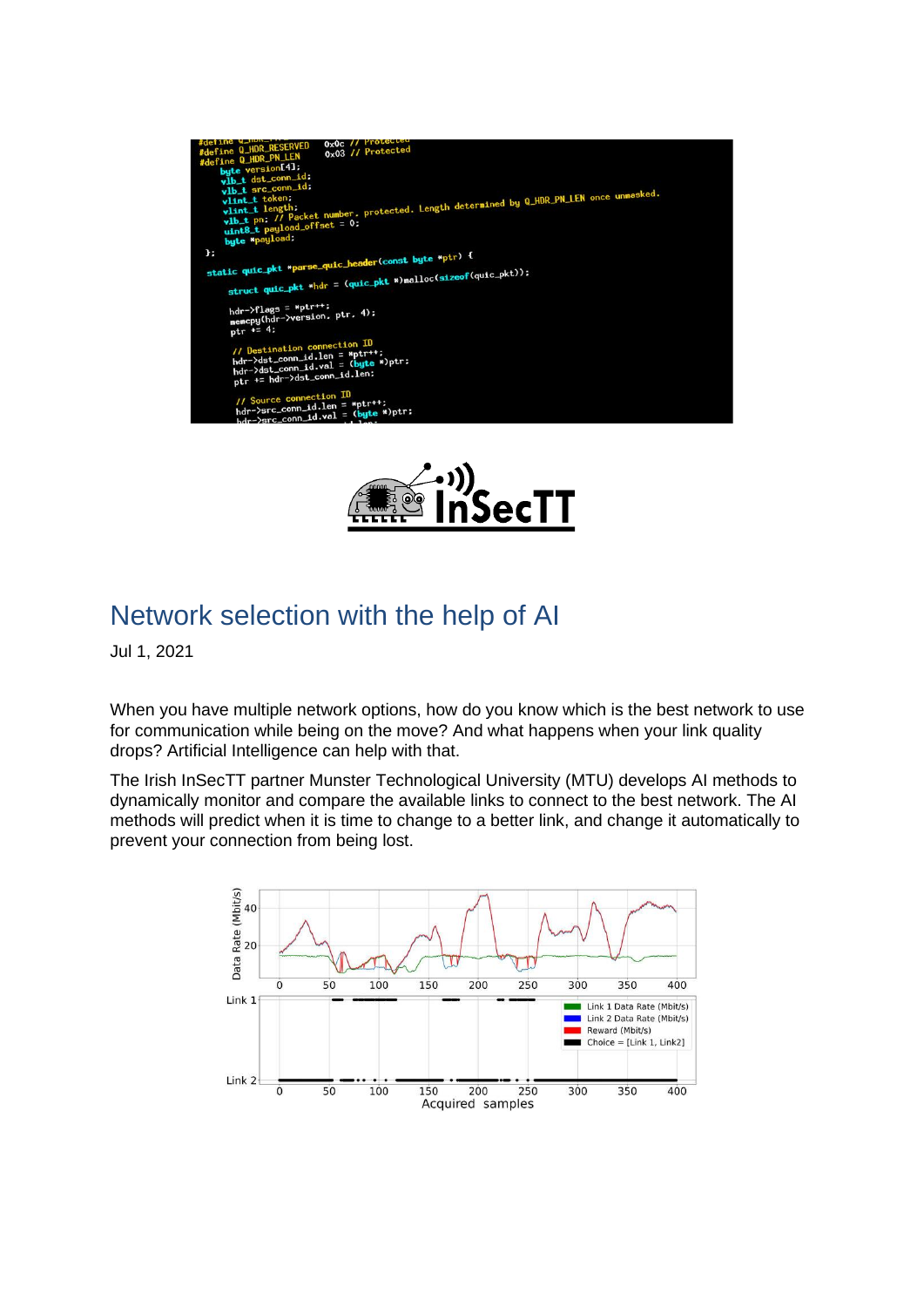# Network selection with the help of AI

Jul 1, 2021

When you have multiple network options, how do you know which is the best network to use for communication while being on the move? And what happens when your link quality drops? Artificial Intelligence can help with that.

The Irish InSecTT partner Munster Technological University (MTU) develops AI methods to dynamically monitor and compare the available links to connect to the best network. The AI methods will predict when it is time to change to a better link, and change it automatically to prevent your connection from being lost.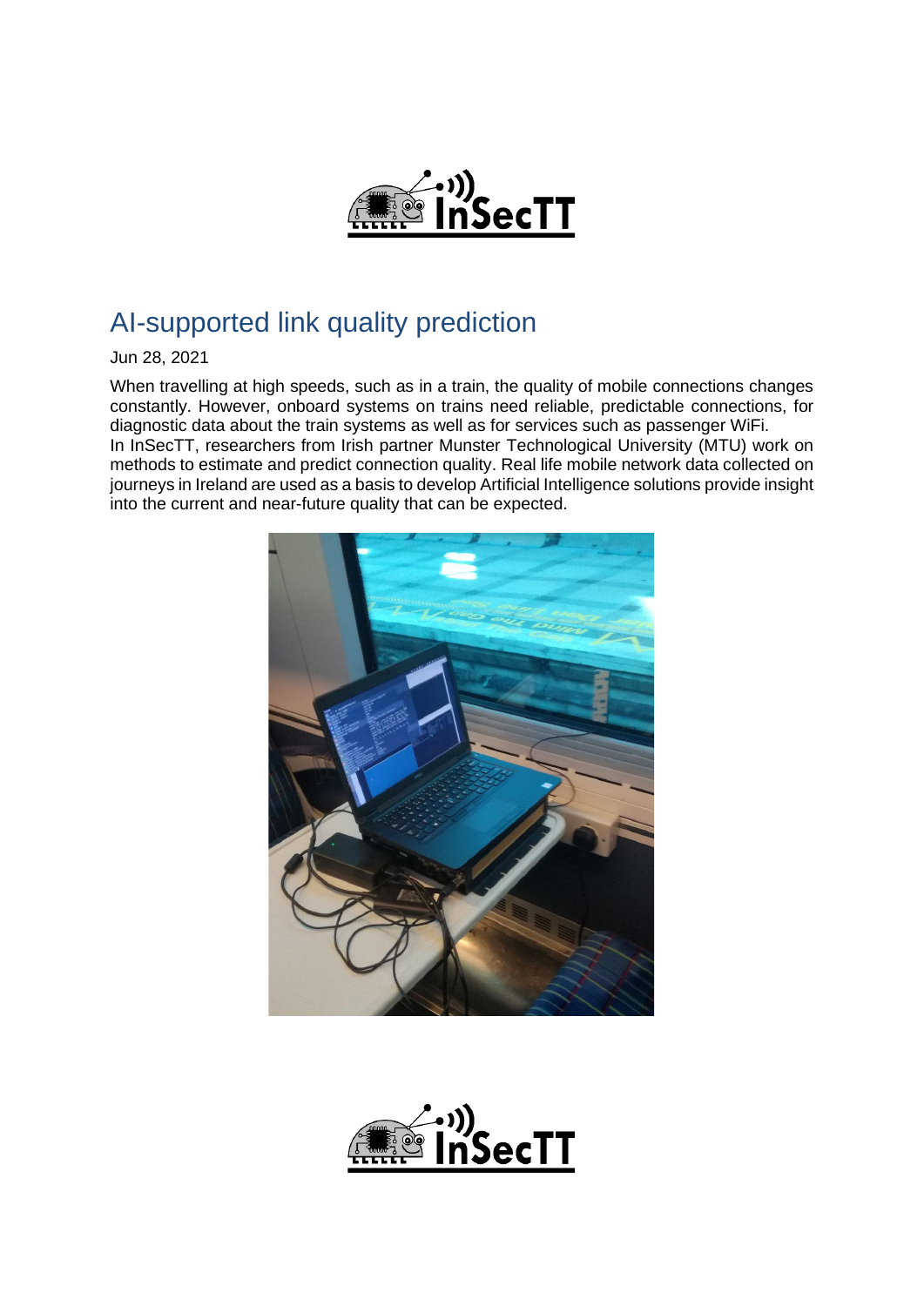# AI-supported link quality prediction

Jun 28, 2021

When travelling at high speeds, such as in a train, the quality of mobile connections changes constantly. However, onboard systems on trains need reliable, predictable connections, for diagnostic data about the train systems as well as for services such as passenger WiFi.

In InSecTT, researchers from Irish partner Munster Technological University (MTU) work on methods to estimate and predict connection quality. Real life mobile network data collected on journeys in Ireland are used as a basis to develop Artificial Intelligence solutions provide insight into the current and near-future quality that can be expected.